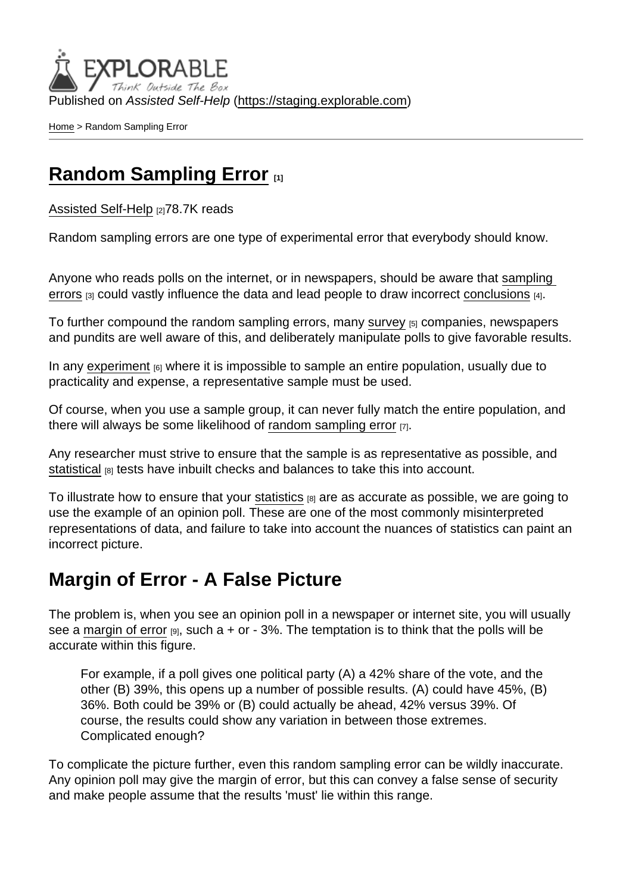Published on *Assisted Self-Help* (https://staging.explorable.com)

Home > Random Sampling Error

# Random Sampling Error [1]

Assisted Self-Help [2]78.7K reads

Random sampling errors are one type of experimental error that everybody should know.

Anyone who reads polls on the internet, or in newspapers, should be aware that sampling errors [3] could vastly influence the data and lead people to draw incorrect conclusions [4].

To further compound the random sampling errors, many survey [5] companies, newspapers and pundits are well aware of this, and deliberately manipulate polls to give favorable results.

In any experiment [6] where it is impossible to sample an entire population, usually due to practicality and expense, a representative sample must be used.

Of course, when you use a sample group, it can never fully match the entire population, and there will always be some likelihood of random sampling error [7].

Any researcher must strive to ensure that the sample is as representative as possible, and statistical [8] tests have inbuilt checks and balances to take this into account.

To illustrate how to ensure that your statistics [8] are as accurate as possible, we are going to use the example of an opinion poll. These are one of the most commonly misinterpreted representations of data, and failure to take into account the nuances of statistics can paint an incorrect picture.

## Margin of Error - A False Picture

The problem is, when you see an opinion poll in a newspaper or internet site, you will usually see a margin of error [9], such a + or - 3%. The temptation is to think that the polls will be accurate within this figure.

> For example, if a poll gives one political party (A) a 42% share of the vote, and the other (B) 39%, this opens up a number of possible results. (A) could have 45%, (B) 36%. Both could be 39% or (B) could actually be ahead, 42% versus 39%. Of course, the results could show any variation in between those extremes. Complicated enough?

To complicate the picture further, even this random sampling error can be wildly inaccurate. Any opinion poll may give the margin of error, but this can convey a false sense of security and make people assume that the results 'must' lie within this range.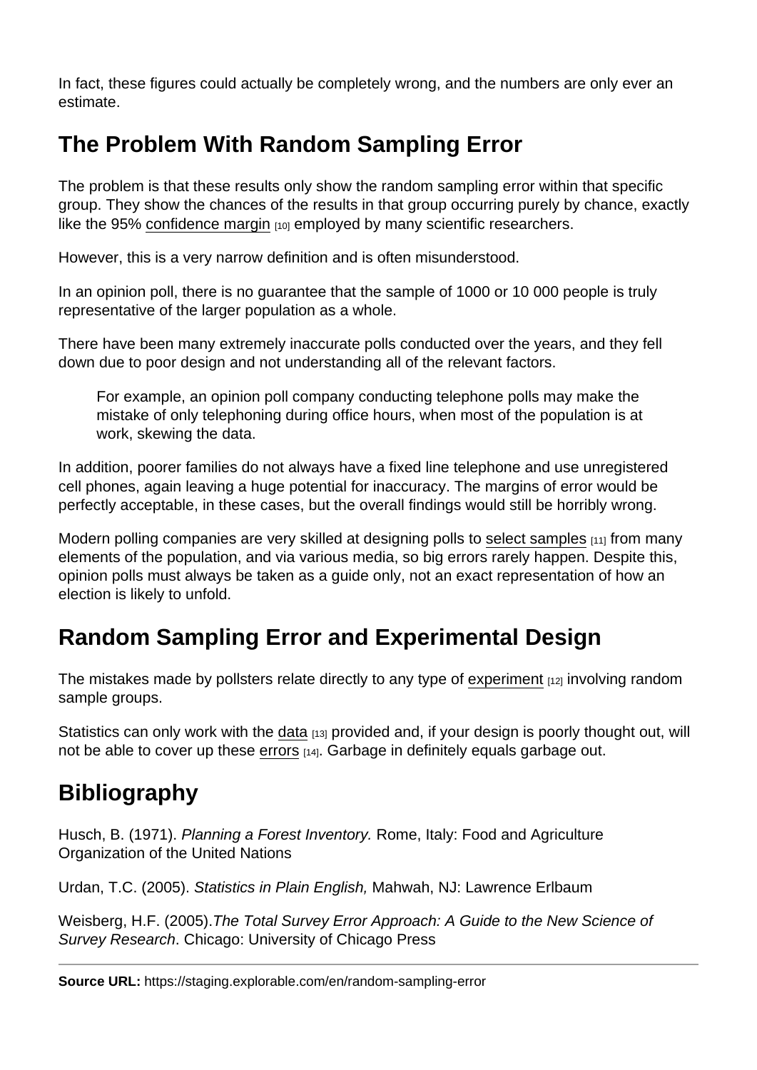In fact, these figures could actually be completely wrong, and the numbers are only ever an estimate.

## The Problem With Random Sampling Error

The problem is that these results only show the random sampling error within that specific group. They show the chances of the results in that group occurring purely by chance, exactly like the 95% confidence margin [10] employed by many scientific researchers.

However, this is a very narrow definition and is often misunderstood.

In an opinion poll, there is no guarantee that the sample of 1000 or 10 000 people is truly representative of the larger population as a whole.

There have been many extremely inaccurate polls conducted over the years, and they fell down due to poor design and not understanding all of the relevant factors.

> For example, an opinion poll company conducting telephone polls may make the mistake of only telephoning during office hours, when most of the population is at work, skewing the data.

In addition, poorer families do not always have a fixed line telephone and use unregistered cell phones, again leaving a huge potential for inaccuracy. The margins of error would be perfectly acceptable, in these cases, but the overall findings would still be horribly wrong.

Modern polling companies are very skilled at designing polls to select samples [11] from many elements of the population, and via various media, so big errors rarely happen. Despite this, opinion polls must always be taken as a guide only, not an exact representation of how an election is likely to unfold.

## Random Sampling Error and Experimental Design

The mistakes made by pollsters relate directly to any type of experiment [12] involving random sample groups.

Statistics can only work with the data [13] provided and, if your design is poorly thought out, will not be able to cover up these errors [14]. Garbage in definitely equals garbage out.

## Bibliography

Husch, B. (1971). *Planning a Forest Inventory.* Rome, Italy: Food and Agriculture Organization of the United Nations

Urdan, T.C. (2005). *Statistics in Plain English,* Mahwah, NJ: Lawrence Erlbaum

Weisberg, H.F. (2005).*The Total Survey Error Approach: A Guide to the New Science of Survey Research*. Chicago: University of Chicago Press

**Source URL:** https://staging.explorable.com/en/random-sampling-error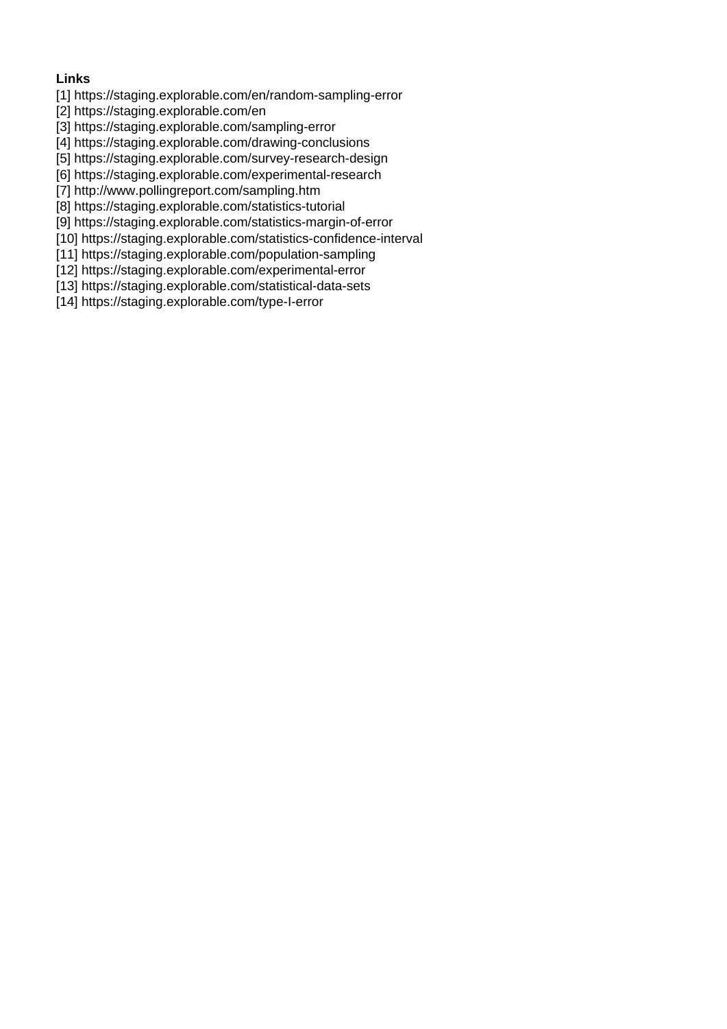**Links**

[1] https://staging.explorable.com/en/random-sampling-error
[2] https://staging.explorable.com/en
[3] https://staging.explorable.com/sampling-error
[4] https://staging.explorable.com/drawing-conclusions
[5] https://staging.explorable.com/survey-research-design
[6] https://staging.explorable.com/experimental-research
[7] http://www.pollingreport.com/sampling.htm
[8] https://staging.explorable.com/statistics-tutorial
[9] https://staging.explorable.com/statistics-margin-of-error
[10] https://staging.explorable.com/statistics-confidence-interval
[11] https://staging.explorable.com/population-sampling
[12] https://staging.explorable.com/experimental-error
[13] https://staging.explorable.com/statistical-data-sets
[14] https://staging.explorable.com/type-I-error